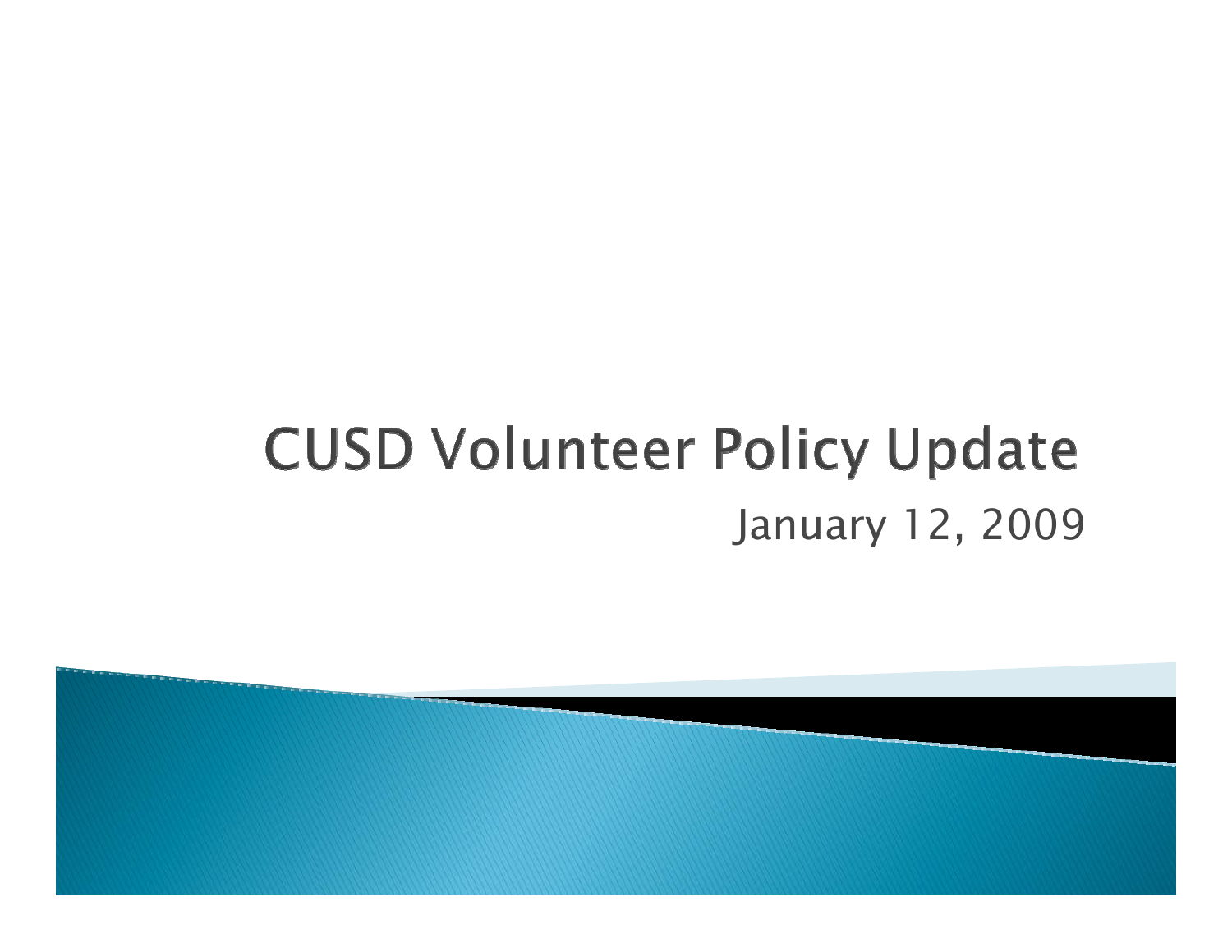# CUSD Volunteer Policy Update

January 12, 2009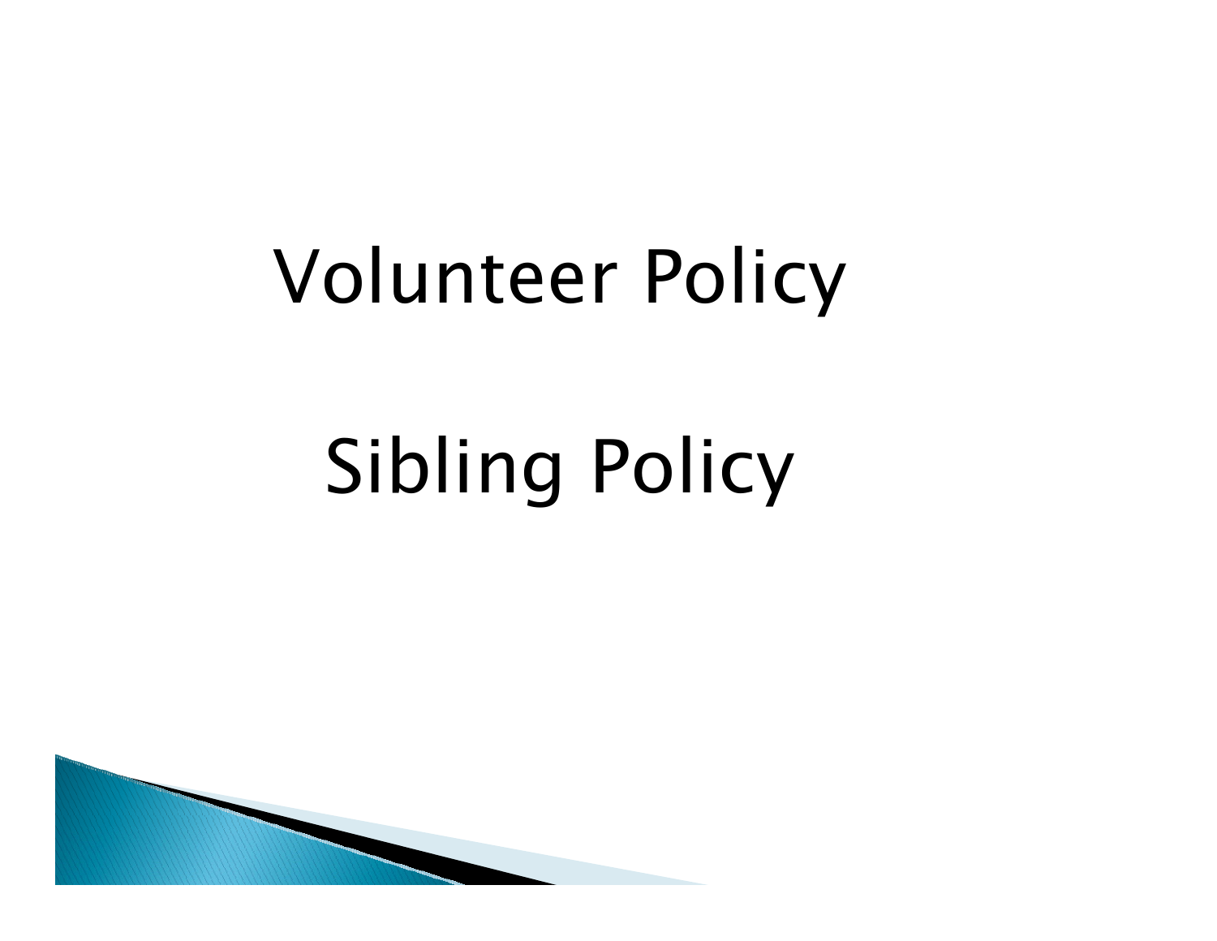# Volunteer Policy

# Sibling Policy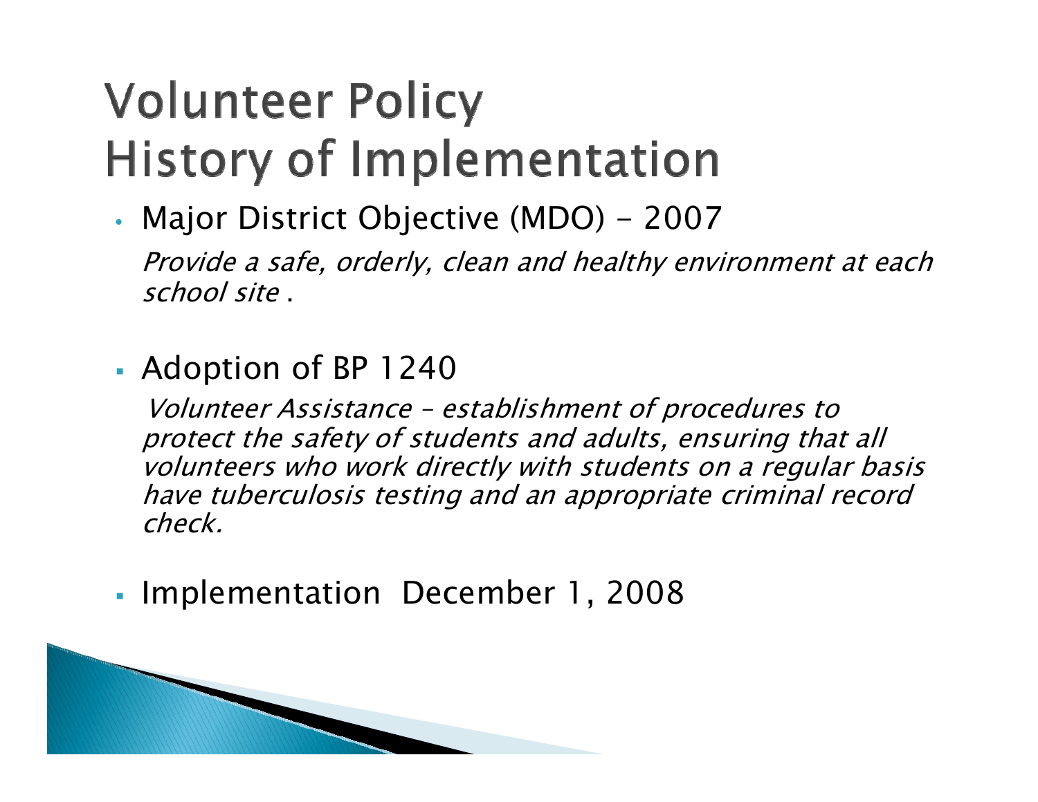# Volunteer Policy
# History of Implementation

- Major District Objective (MDO) – 2007

  *Provide a safe, orderly, clean and healthy environment at each school site* .

- Adoption of BP 1240

  *Volunteer Assistance – establishment of procedures to protect the safety of students and adults, ensuring that all volunteers who work directly with students on a regular basis have tuberculosis testing and an appropriate criminal record check.*

- Implementation December 1, 2008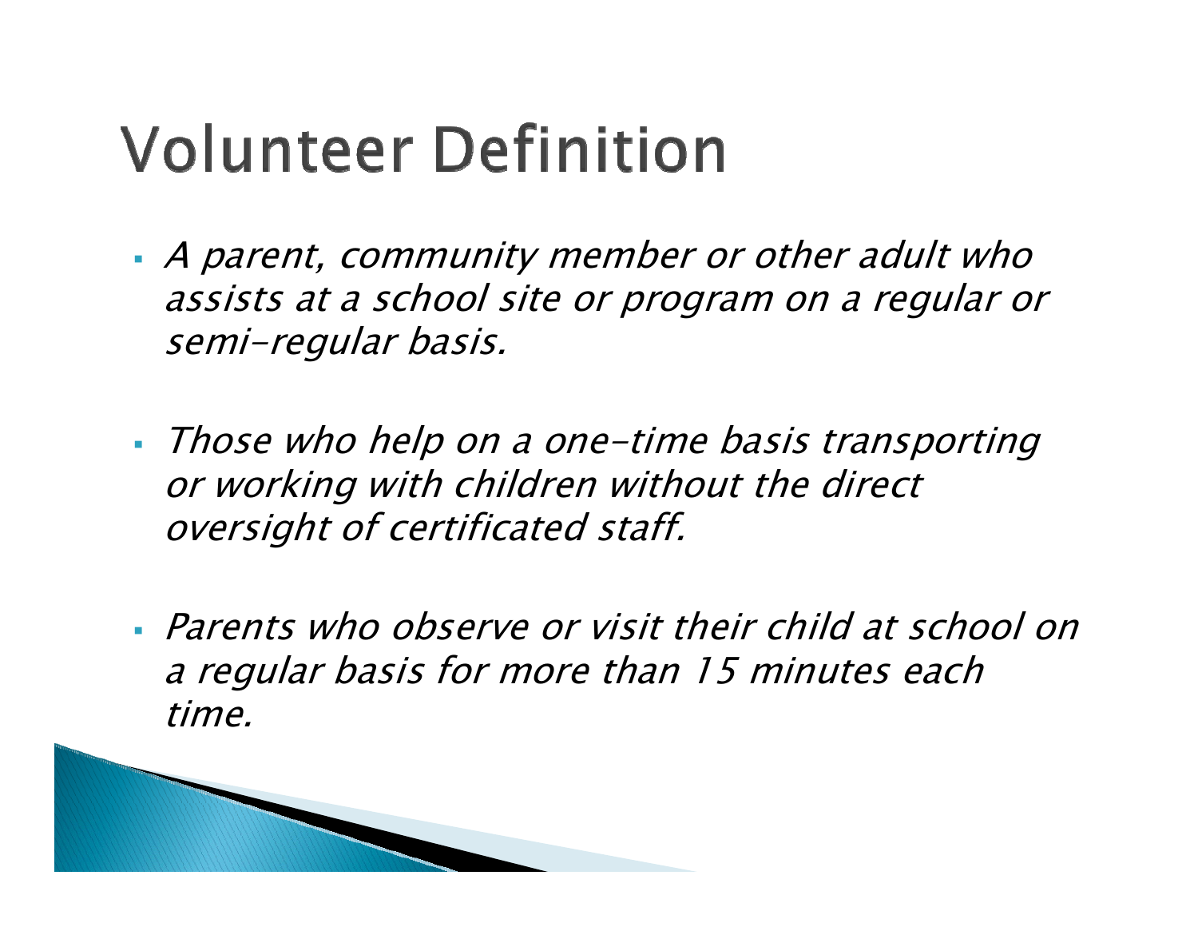# Volunteer Definition

- *A parent, community member or other adult who assists at a school site or program on a regular or semi-regular basis.*
- *Those who help on a one-time basis transporting or working with children without the direct oversight of certificated staff.*
- *Parents who observe or visit their child at school on a regular basis for more than 15 minutes each time.*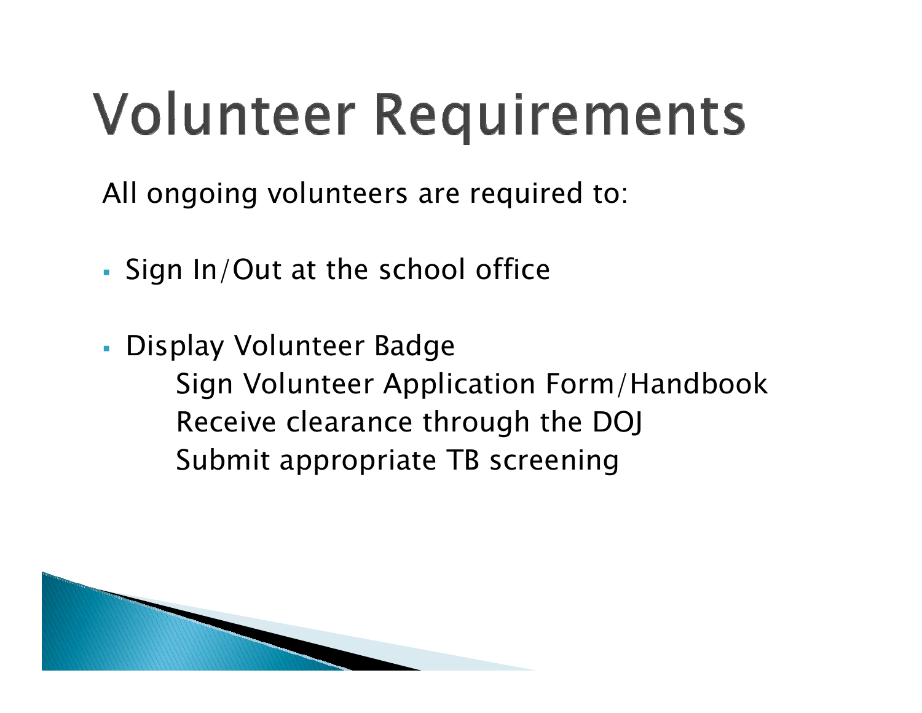# Volunteer Requirements

All ongoing volunteers are required to:

- Sign In/Out at the school office
- Display Volunteer Badge

    Sign Volunteer Application Form/Handbook
    Receive clearance through the DOJ
    Submit appropriate TB screening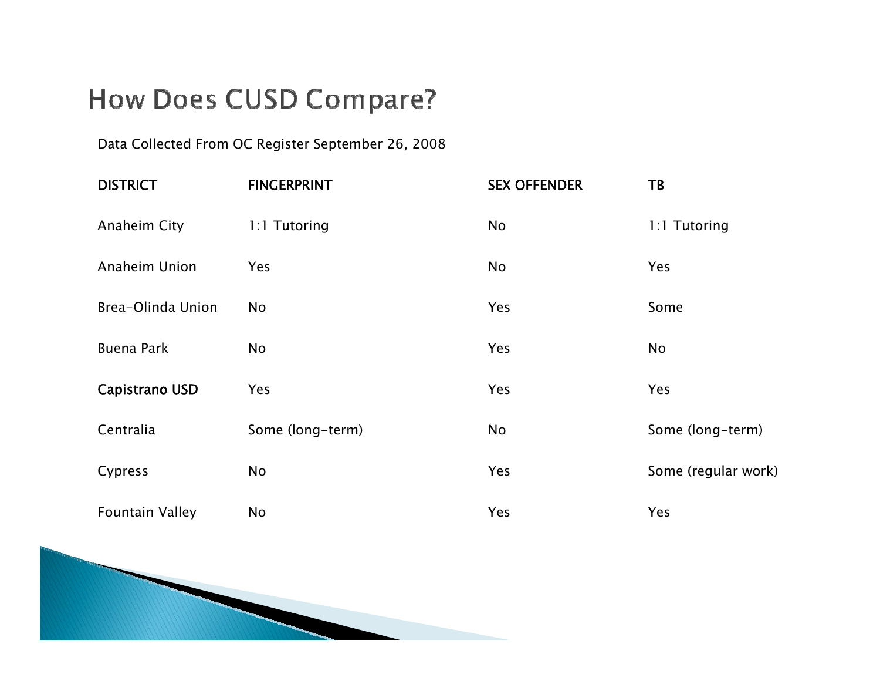# How Does CUSD Compare?

Data Collected From OC Register September 26, 2008

| DISTRICT | FINGERPRINT | SEX OFFENDER | TB |
|---|---|---|---|
| Anaheim City | 1:1 Tutoring | No | 1:1 Tutoring |
| Anaheim Union | Yes | No | Yes |
| Brea-Olinda Union | No | Yes | Some |
| Buena Park | No | Yes | No |
| **Capistrano USD** | Yes | Yes | Yes |
| Centralia | Some (long-term) | No | Some (long-term) |
| Cypress | No | Yes | Some (regular work) |
| Fountain Valley | No | Yes | Yes |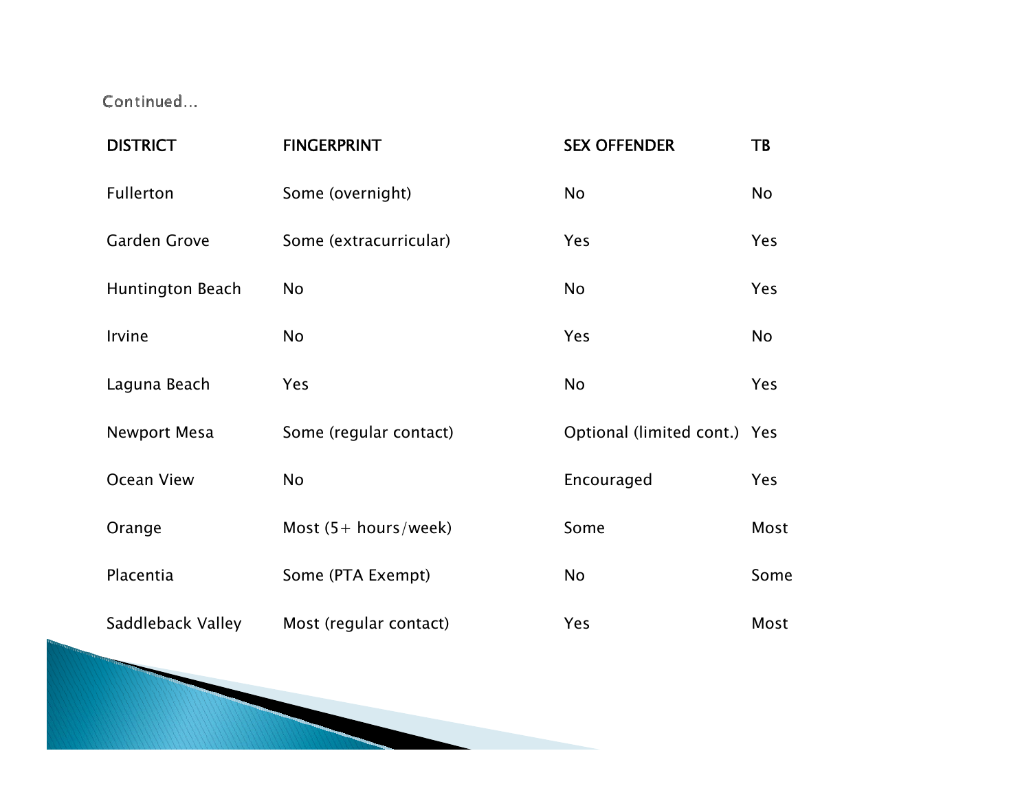Continued…

| DISTRICT | FINGERPRINT | SEX OFFENDER | TB |
|---|---|---|---|
| Fullerton | Some (overnight) | No | No |
| Garden Grove | Some (extracurricular) | Yes | Yes |
| Huntington Beach | No | No | Yes |
| Irvine | No | Yes | No |
| Laguna Beach | Yes | No | Yes |
| Newport Mesa | Some (regular contact) | Optional (limited cont.) | Yes |
| Ocean View | No | Encouraged | Yes |
| Orange | Most (5+ hours/week) | Some | Most |
| Placentia | Some (PTA Exempt) | No | Some |
| Saddleback Valley | Most (regular contact) | Yes | Most |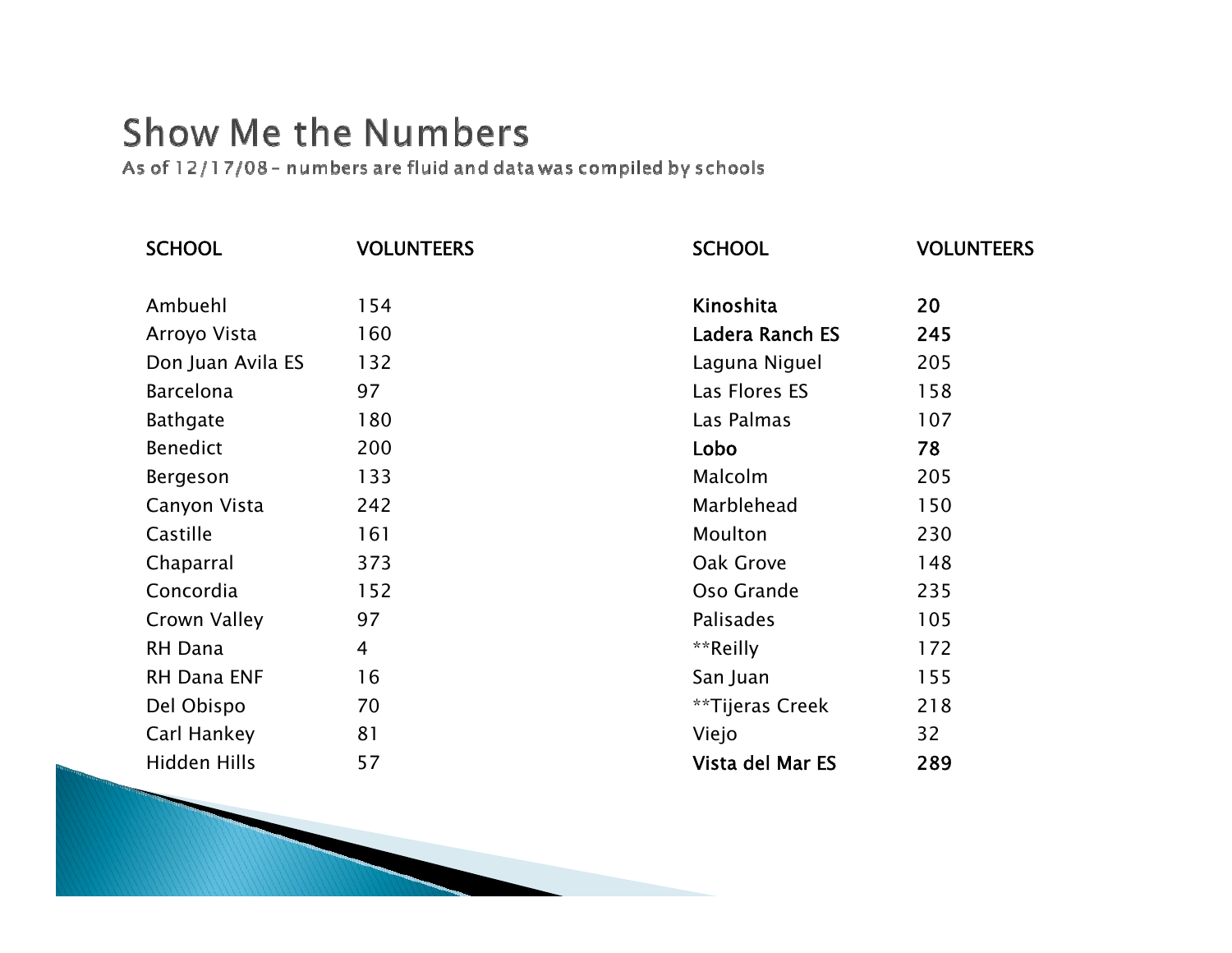# Show Me the Numbers

As of 12/17/08 – numbers are fluid and data was compiled by schools

| SCHOOL | VOLUNTEERS |
|---|---|
| Ambuehl | 154 |
| Arroyo Vista | 160 |
| Don Juan Avila ES | 132 |
| Barcelona | 97 |
| Bathgate | 180 |
| Benedict | 200 |
| Bergeson | 133 |
| Canyon Vista | 242 |
| Castille | 161 |
| Chaparral | 373 |
| Concordia | 152 |
| Crown Valley | 97 |
| RH Dana | 4 |
| RH Dana ENF | 16 |
| Del Obispo | 70 |
| Carl Hankey | 81 |
| Hidden Hills | 57 |

| SCHOOL | VOLUNTEERS |
|---|---|
| **Kinoshita** | **20** |
| **Ladera Ranch ES** | **245** |
| Laguna Niguel | 205 |
| Las Flores ES | 158 |
| Las Palmas | 107 |
| **Lobo** | **78** |
| Malcolm | 205 |
| Marblehead | 150 |
| Moulton | 230 |
| Oak Grove | 148 |
| Oso Grande | 235 |
| Palisades | 105 |
| **Reilly | 172 |
| San Juan | 155 |
| **Tijeras Creek | 218 |
| Viejo | 32 |
| **Vista del Mar ES** | **289** |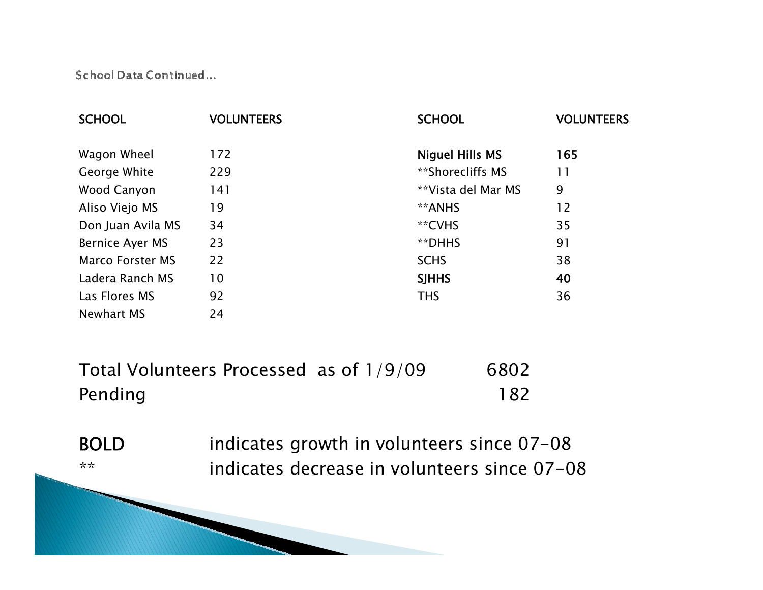School Data Continued…

| SCHOOL | VOLUNTEERS | SCHOOL | VOLUNTEERS |
|---|---|---|---|
| Wagon Wheel | 172 | **Niguel Hills MS** | **165** |
| George White | 229 | **Shorecliffs MS | 11 |
| Wood Canyon | 141 | **Vista del Mar MS | 9 |
| Aliso Viejo MS | 19 | **ANHS | 12 |
| Don Juan Avila MS | 34 | **CVHS | 35 |
| Bernice Ayer MS | 23 | **DHHS | 91 |
| Marco Forster MS | 22 | SCHS | 38 |
| Ladera Ranch MS | 10 | **SJHHS** | **40** |
| Las Flores MS | 92 | THS | 36 |
| Newhart MS | 24 | | |

Total Volunteers Processed as of 1/9/09 6802

Pending 182

**BOLD** indicates growth in volunteers since 07-08

** indicates decrease in volunteers since 07-08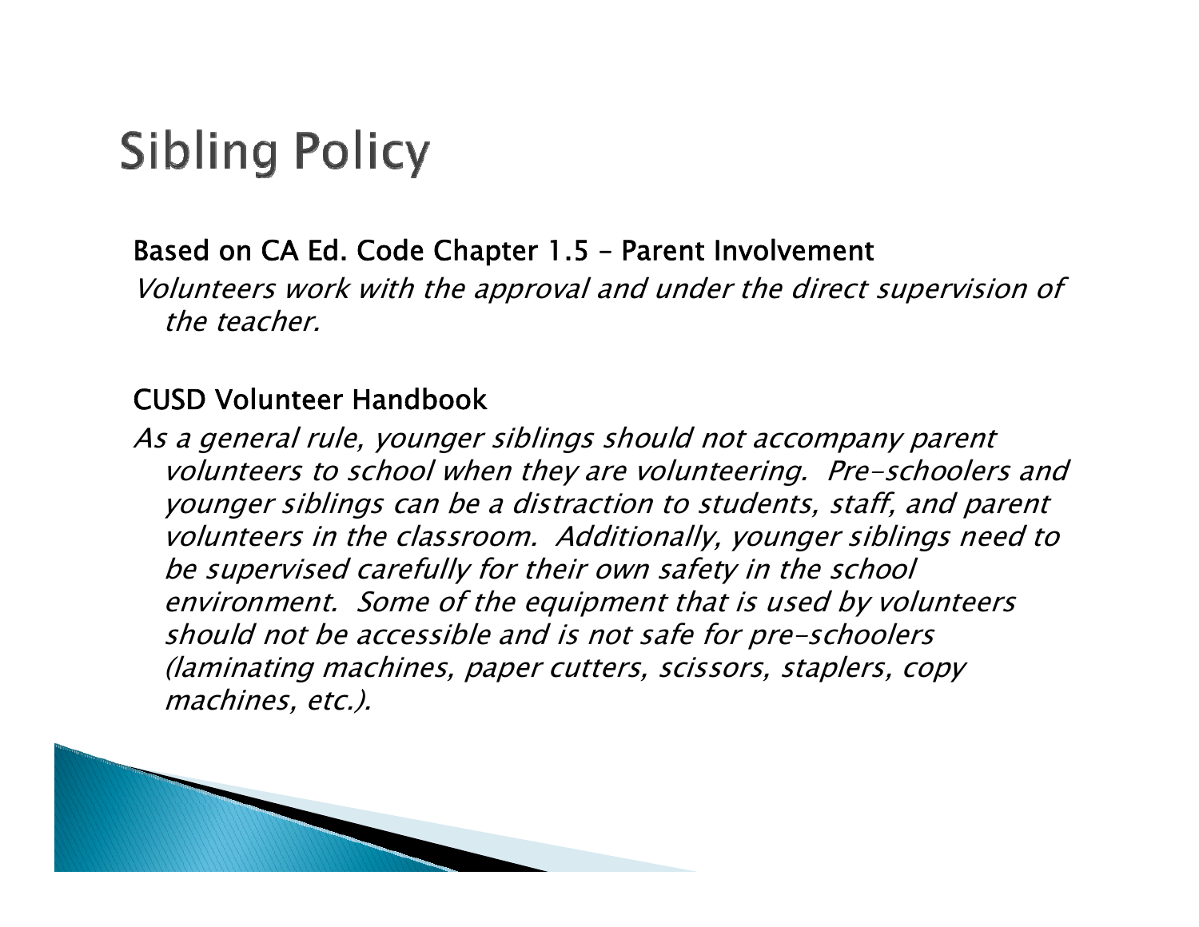# Sibling Policy

**Based on CA Ed. Code Chapter 1.5 – Parent Involvement**

*Volunteers work with the approval and under the direct supervision of the teacher.*

**CUSD Volunteer Handbook**

*As a general rule, younger siblings should not accompany parent volunteers to school when they are volunteering. Pre-schoolers and younger siblings can be a distraction to students, staff, and parent volunteers in the classroom. Additionally, younger siblings need to be supervised carefully for their own safety in the school environment. Some of the equipment that is used by volunteers should not be accessible and is not safe for pre-schoolers (laminating machines, paper cutters, scissors, staplers, copy machines, etc.).*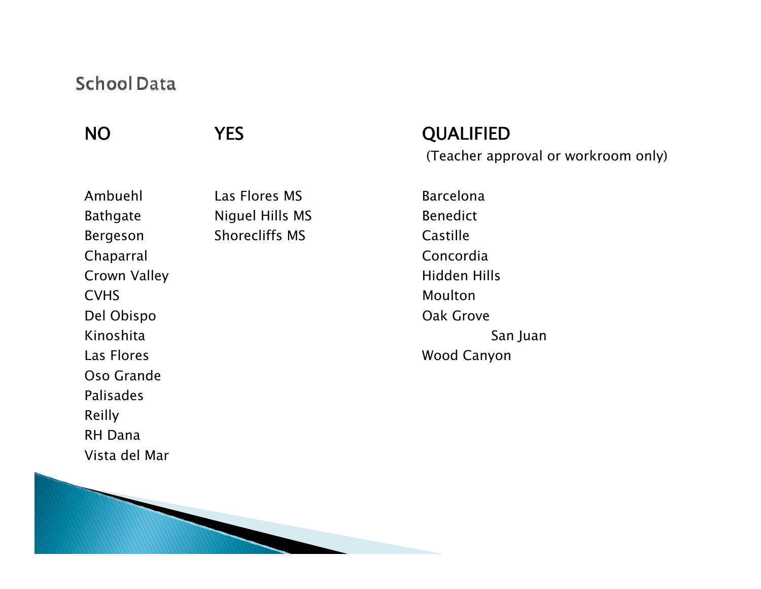# School Data

| NO | YES | QUALIFIED (Teacher approval or workroom only) |
| --- | --- | --- |
| Ambuehl | Las Flores MS | Barcelona |
| Bathgate | Niguel Hills MS | Benedict |
| Bergeson | Shorecliffs MS | Castille |
| Chaparral | | Concordia |
| Crown Valley | | Hidden Hills |
| CVHS | | Moulton |
| Del Obispo | | Oak Grove |
| Kinoshita | | San Juan |
| Las Flores | | Wood Canyon |
| Oso Grande | | |
| Palisades | | |
| Reilly | | |
| RH Dana | | |
| Vista del Mar | | |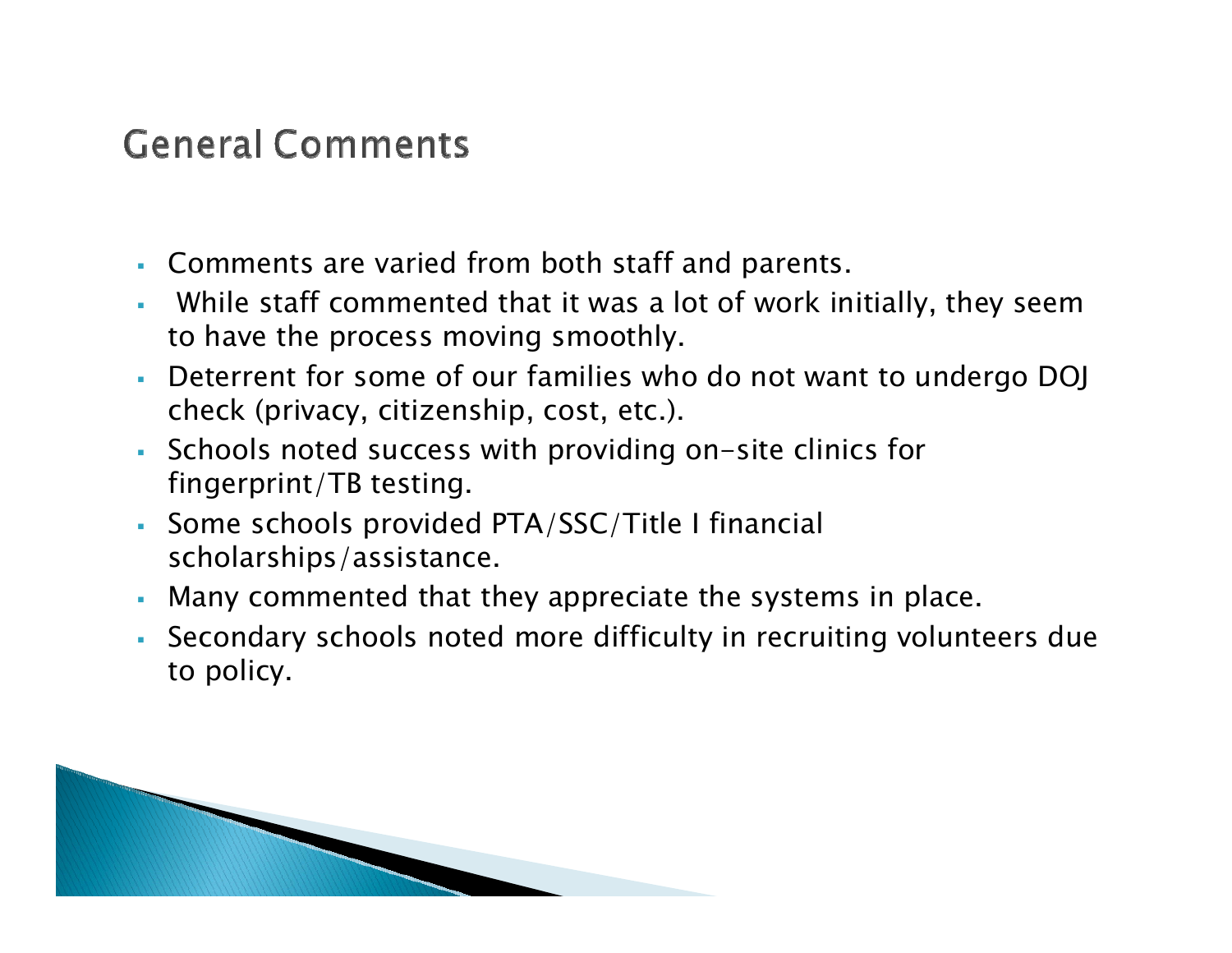## General Comments

- Comments are varied from both staff and parents.
- While staff commented that it was a lot of work initially, they seem to have the process moving smoothly.
- Deterrent for some of our families who do not want to undergo DOJ check (privacy, citizenship, cost, etc.).
- Schools noted success with providing on-site clinics for fingerprint/TB testing.
- Some schools provided PTA/SSC/Title I financial scholarships/assistance.
- Many commented that they appreciate the systems in place.
- Secondary schools noted more difficulty in recruiting volunteers due to policy.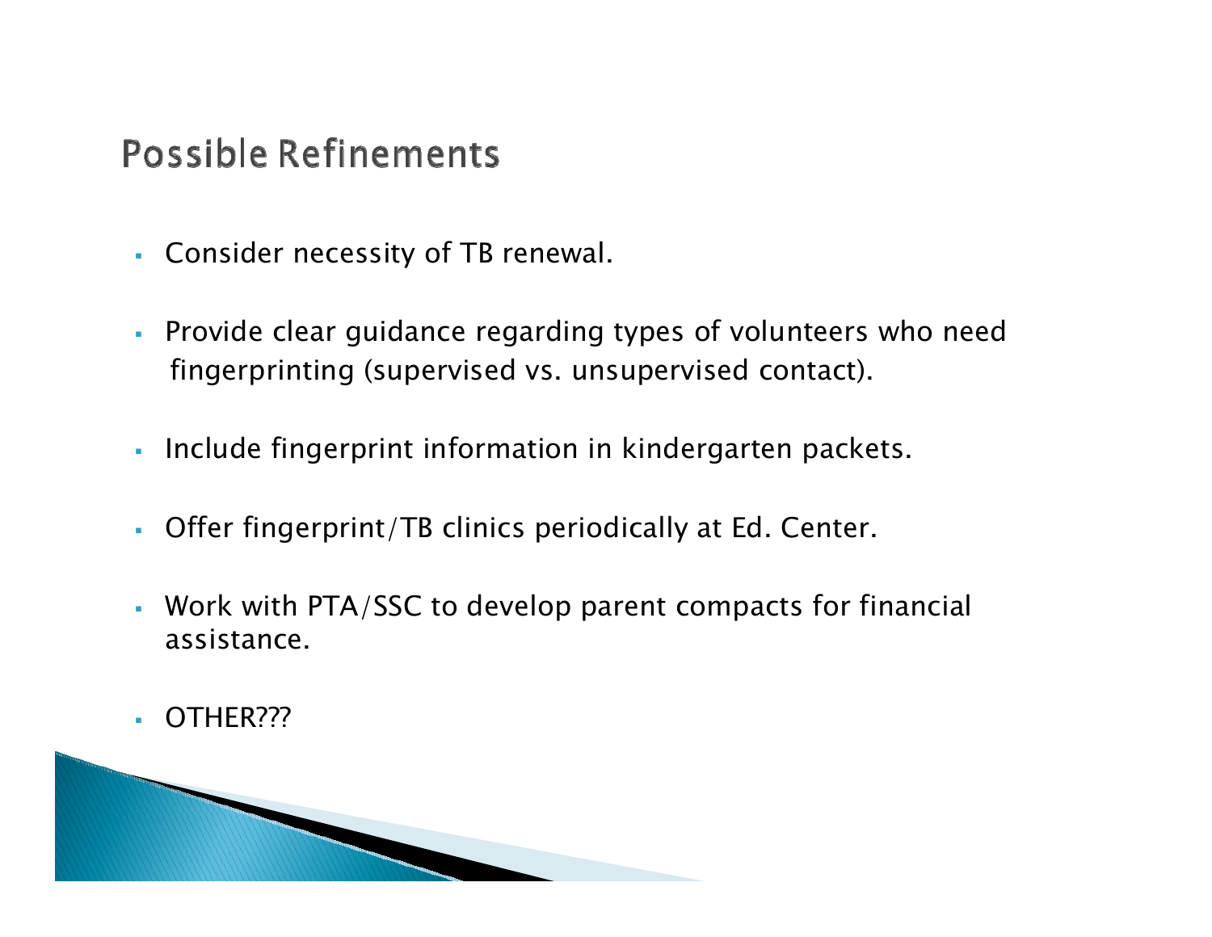## Possible Refinements

- Consider necessity of TB renewal.
- Provide clear guidance regarding types of volunteers who need fingerprinting (supervised vs. unsupervised contact).
- Include fingerprint information in kindergarten packets.
- Offer fingerprint/TB clinics periodically at Ed. Center.
- Work with PTA/SSC to develop parent compacts for financial assistance.
- OTHER???